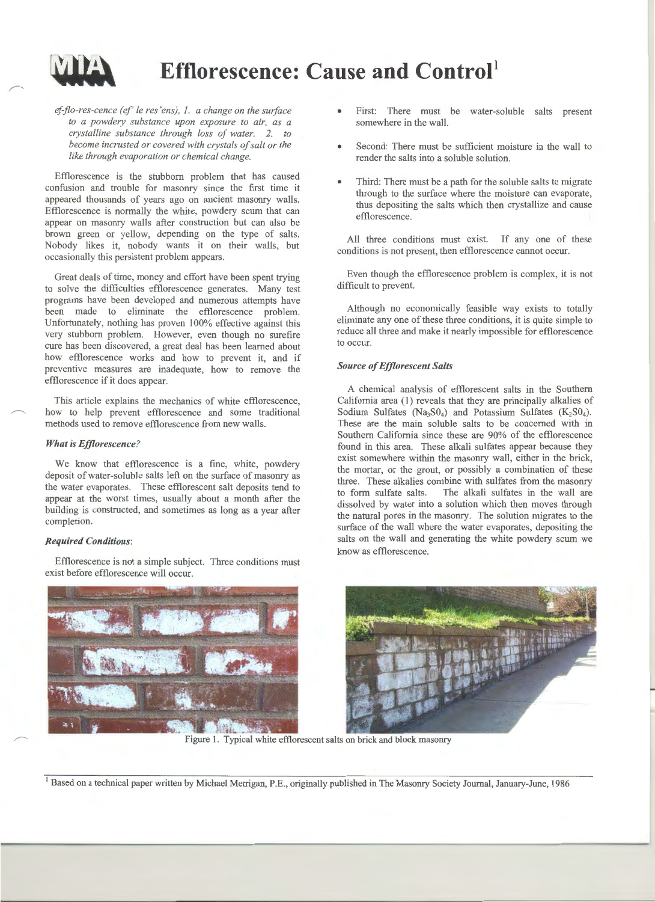# Efflorescence: Cause and Control[1]

*ef-flo-res-cence (ef' le res'ens), 1. a change on the surface to a powdery substance upon exposure to air, as a crystalline substance through loss of water. 2. to become incrusted or covered with crystals of salt or the like through evaporation or chemical change.*

Efflorescence is the stubborn problem that has caused confusion and trouble for masonry since the first time it appeared thousands of years ago on ancient masonry walls. Efflorescence is normally the white, powdery scum that can appear on masonry walls after construction but can also be brown green or yellow, depending on the type of salts. Nobody likes it, nobody wants it on their walls, but occasionally this persistent problem appears.

Great deals of time, money and effort have been spent trying to solve the difficulties efflorescence generates. Many test programs have been developed and numerous attempts have been made to eliminate the efflorescence problem. Unfortunately, nothing has proven 100% effective against this very stubborn problem. However, even though no surefire cure has been discovered, a great deal has been learned about how efflorescence works and how to prevent it, and if preventive measures are inadequate, how to remove the efflorescence if it does appear.

This article explains the mechanics of white efflorescence, how to help prevent efflorescence and some traditional methods used to remove efflorescence from new walls.

### *What is Efflorescence?*

We know that efflorescence is a fine, white, powdery deposit of water-soluble salts left on the surface of masonry as the water evaporates. These efflorescent salt deposits tend to appear at the worst times, usually about a month after the building is constructed, and sometimes as long as a year after completion.

### *Required Conditions*:

Efflorescence is not a simple subject. Three conditions must exist before efflorescence will occur.

- First: There must be water-soluble salts present somewhere in the wall.
- Second: There must be sufficient moisture in the wall to render the salts into a soluble solution.
- Third: There must be a path for the soluble salts to migrate through to the surface where the moisture can evaporate, thus depositing the salts which then crystallize and cause efflorescence.

All three conditions must exist. If any one of these conditions is not present, then efflorescence cannot occur.

Even though the efflorescence problem is complex, it is not difficult to prevent.

Although no economically feasible way exists to totally eliminate any one of these three conditions, it is quite simple to reduce all three and make it nearly impossible for efflorescence to occur.

### *Source of Efflorescent Salts*

A chemical analysis of efflorescent salts in the Southern California area (1) reveals that they are principally alkalies of Sodium Sulfates ($Na_3SO_4$) and Potassium Sulfates ($K_2SO_4$). These are the main soluble salts to be concerned with in Southern California since these are 90% of the efflorescence found in this area. These alkali sulfates appear because they exist somewhere within the masonry wall, either in the brick, the mortar, or the grout, or possibly a combination of these three. These alkalies combine with sulfates from the masonry to form sulfate salts. The alkali sulfates in the wall are dissolved by water into a solution which then moves through the natural pores in the masonry. The solution migrates to the surface of the wall where the water evaporates, depositing the salts on the wall and generating the white powdery scum we know as efflorescence.

Figure 1. Typical white efflorescent salts on brick and block masonry

[1] Based on a technical paper written by Michael Merrigan, P.E., originally published in The Masonry Society Journal, January-June, 1986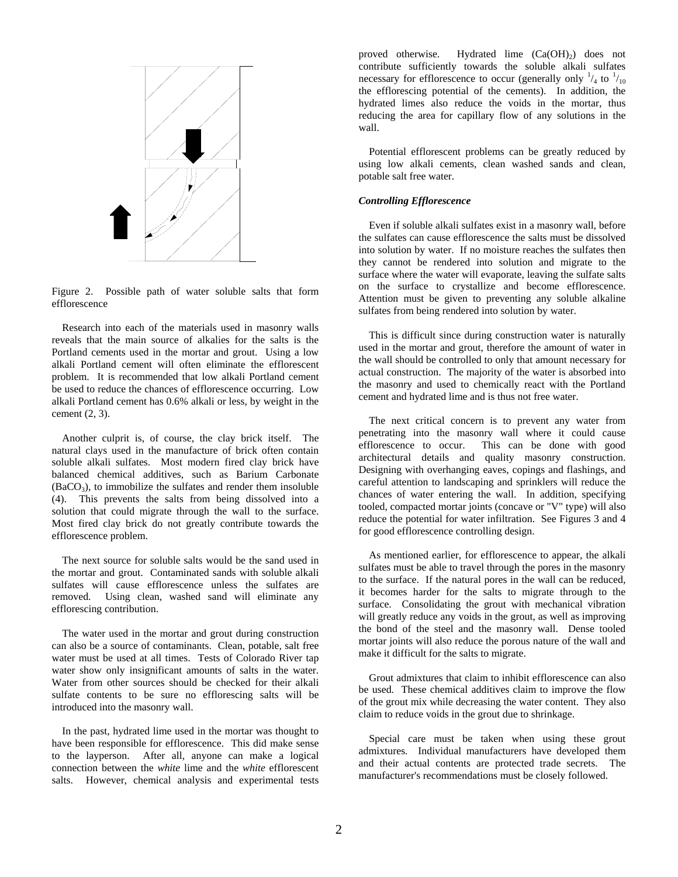Figure 2. Possible path of water soluble salts that form efflorescence

Research into each of the materials used in masonry walls reveals that the main source of alkalies for the salts is the Portland cements used in the mortar and grout. Using a low alkali Portland cement will often eliminate the efflorescent problem. It is recommended that low alkali Portland cement be used to reduce the chances of efflorescence occurring. Low alkali Portland cement has 0.6% alkali or less, by weight in the cement (2, 3).

Another culprit is, of course, the clay brick itself. The natural clays used in the manufacture of brick often contain soluble alkali sulfates. Most modern fired clay brick have balanced chemical additives, such as Barium Carbonate ($BaCO_3$), to immobilize the sulfates and render them insoluble (4). This prevents the salts from being dissolved into a solution that could migrate through the wall to the surface. Most fired clay brick do not greatly contribute towards the efflorescence problem.

The next source for soluble salts would be the sand used in the mortar and grout. Contaminated sands with soluble alkali sulfates will cause efflorescence unless the sulfates are removed. Using clean, washed sand will eliminate any efflorescing contribution.

The water used in the mortar and grout during construction can also be a source of contaminants. Clean, potable, salt free water must be used at all times. Tests of Colorado River tap water show only insignificant amounts of salts in the water. Water from other sources should be checked for their alkali sulfate contents to be sure no efflorescing salts will be introduced into the masonry wall.

In the past, hydrated lime used in the mortar was thought to have been responsible for efflorescence. This did make sense to the layperson. After all, anyone can make a logical connection between the *white* lime and the *white* efflorescent salts. However, chemical analysis and experimental tests proved otherwise. Hydrated lime ($Ca(OH)_2$) does not contribute sufficiently towards the soluble alkali sulfates necessary for efflorescence to occur (generally only $^1/_4$ to $^1/_{10}$ the efflorescing potential of the cements). In addition, the hydrated limes also reduce the voids in the mortar, thus reducing the area for capillary flow of any solutions in the wall.

Potential efflorescent problems can be greatly reduced by using low alkali cements, clean washed sands and clean, potable salt free water.

### *Controlling Efflorescence*

Even if soluble alkali sulfates exist in a masonry wall, before the sulfates can cause efflorescence the salts must be dissolved into solution by water. If no moisture reaches the sulfates then they cannot be rendered into solution and migrate to the surface where the water will evaporate, leaving the sulfate salts on the surface to crystallize and become efflorescence. Attention must be given to preventing any soluble alkaline sulfates from being rendered into solution by water.

This is difficult since during construction water is naturally used in the mortar and grout, therefore the amount of water in the wall should be controlled to only that amount necessary for actual construction. The majority of the water is absorbed into the masonry and used to chemically react with the Portland cement and hydrated lime and is thus not free water.

The next critical concern is to prevent any water from penetrating into the masonry wall where it could cause efflorescence to occur. This can be done with good architectural details and quality masonry construction. Designing with overhanging eaves, copings and flashings, and careful attention to landscaping and sprinklers will reduce the chances of water entering the wall. In addition, specifying tooled, compacted mortar joints (concave or "V" type) will also reduce the potential for water infiltration. See Figures 3 and 4 for good efflorescence controlling design.

As mentioned earlier, for efflorescence to appear, the alkali sulfates must be able to travel through the pores in the masonry to the surface. If the natural pores in the wall can be reduced, it becomes harder for the salts to migrate through to the surface. Consolidating the grout with mechanical vibration will greatly reduce any voids in the grout, as well as improving the bond of the steel and the masonry wall. Dense tooled mortar joints will also reduce the porous nature of the wall and make it difficult for the salts to migrate.

Grout admixtures that claim to inhibit efflorescence can also be used. These chemical additives claim to improve the flow of the grout mix while decreasing the water content. They also claim to reduce voids in the grout due to shrinkage.

Special care must be taken when using these grout admixtures. Individual manufacturers have developed them and their actual contents are protected trade secrets. The manufacturer's recommendations must be closely followed.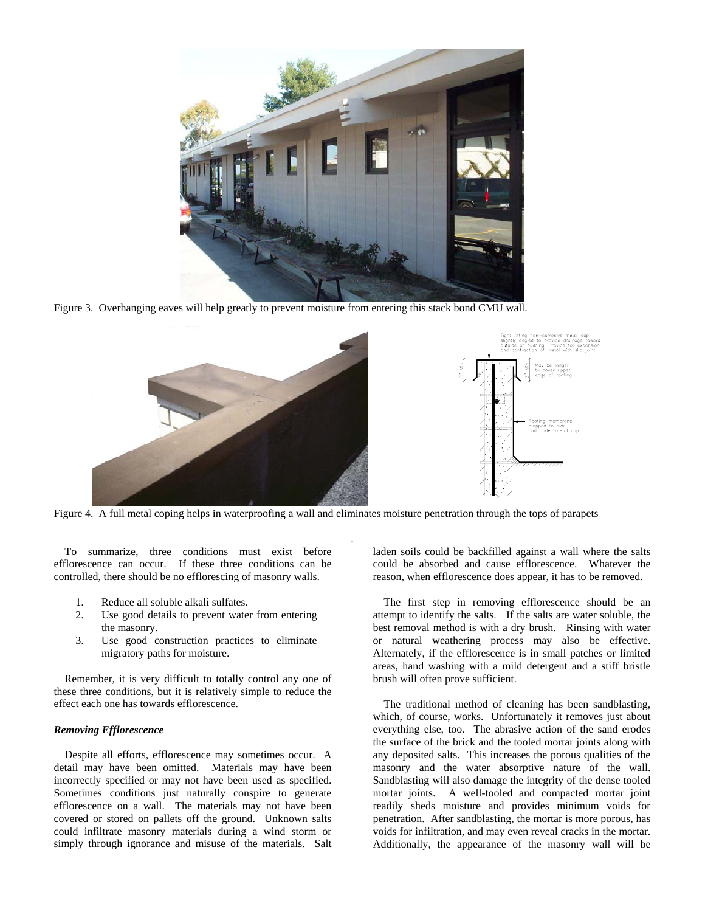Figure 3. Overhanging eaves will help greatly to prevent moisture from entering this stack bond CMU wall.

Figure 4. A full metal coping helps in waterproofing a wall and eliminates moisture penetration through the tops of parapets

To summarize, three conditions must exist before efflorescence can occur. If these three conditions can be controlled, there should be no efflorescing of masonry walls.

1. Reduce all soluble alkali sulfates.
2. Use good details to prevent water from entering the masonry.
3. Use good construction practices to eliminate migratory paths for moisture.

Remember, it is very difficult to totally control any one of these three conditions, but it is relatively simple to reduce the effect each one has towards efflorescence.

### *Removing Efflorescence*

Despite all efforts, efflorescence may sometimes occur. A detail may have been omitted. Materials may have been incorrectly specified or may not have been used as specified. Sometimes conditions just naturally conspire to generate efflorescence on a wall. The materials may not have been covered or stored on pallets off the ground. Unknown salts could infiltrate masonry materials during a wind storm or simply through ignorance and misuse of the materials. Salt laden soils could be backfilled against a wall where the salts could be absorbed and cause efflorescence. Whatever the reason, when efflorescence does appear, it has to be removed.

The first step in removing efflorescence should be an attempt to identify the salts. If the salts are water soluble, the best removal method is with a dry brush. Rinsing with water or natural weathering process may also be effective. Alternately, if the efflorescence is in small patches or limited areas, hand washing with a mild detergent and a stiff bristle brush will often prove sufficient.

The traditional method of cleaning has been sandblasting, which, of course, works. Unfortunately it removes just about everything else, too. The abrasive action of the sand erodes the surface of the brick and the tooled mortar joints along with any deposited salts. This increases the porous qualities of the masonry and the water absorptive nature of the wall. Sandblasting will also damage the integrity of the dense tooled mortar joints. A well-tooled and compacted mortar joint readily sheds moisture and provides minimum voids for penetration. After sandblasting, the mortar is more porous, has voids for infiltration, and may even reveal cracks in the mortar. Additionally, the appearance of the masonry wall will be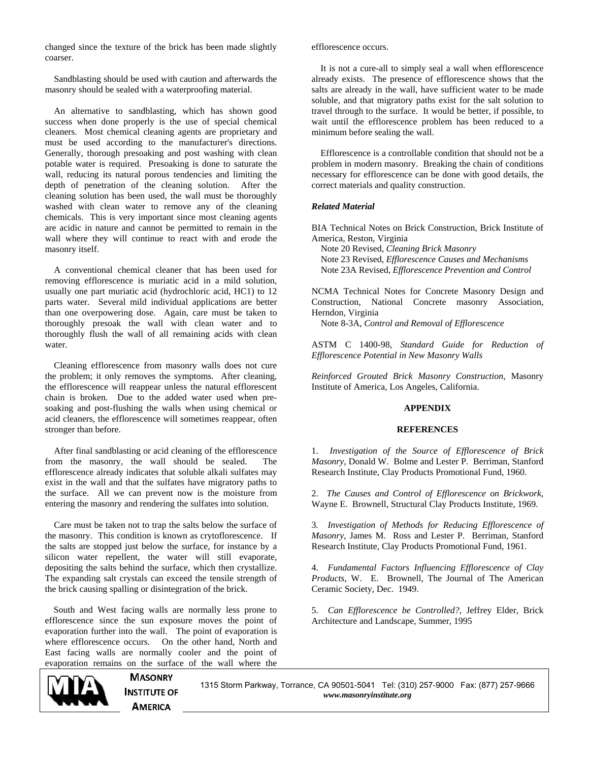changed since the texture of the brick has been made slightly coarser.

Sandblasting should be used with caution and afterwards the masonry should be sealed with a waterproofing material.

An alternative to sandblasting, which has shown good success when done properly is the use of special chemical cleaners. Most chemical cleaning agents are proprietary and must be used according to the manufacturer's directions. Generally, thorough presoaking and post washing with clean potable water is required. Presoaking is done to saturate the wall, reducing its natural porous tendencies and limiting the depth of penetration of the cleaning solution. After the cleaning solution has been used, the wall must be thoroughly washed with clean water to remove any of the cleaning chemicals. This is very important since most cleaning agents are acidic in nature and cannot be permitted to remain in the wall where they will continue to react with and erode the masonry itself.

A conventional chemical cleaner that has been used for removing efflorescence is muriatic acid in a mild solution, usually one part muriatic acid (hydrochloric acid, HC1) to 12 parts water. Several mild individual applications are better than one overpowering dose. Again, care must be taken to thoroughly presoak the wall with clean water and to thoroughly flush the wall of all remaining acids with clean water.

Cleaning efflorescence from masonry walls does not cure the problem; it only removes the symptoms. After cleaning, the efflorescence will reappear unless the natural efflorescent chain is broken. Due to the added water used when pre-soaking and post-flushing the walls when using chemical or acid cleaners, the efflorescence will sometimes reappear, often stronger than before.

After final sandblasting or acid cleaning of the efflorescence from the masonry, the wall should be sealed. The efflorescence already indicates that soluble alkali sulfates may exist in the wall and that the sulfates have migratory paths to the surface. All we can prevent now is the moisture from entering the masonry and rendering the sulfates into solution.

Care must be taken not to trap the salts below the surface of the masonry. This condition is known as crytoflorescence. If the salts are stopped just below the surface, for instance by a silicon water repellent, the water will still evaporate, depositing the salts behind the surface, which then crystallize. The expanding salt crystals can exceed the tensile strength of the brick causing spalling or disintegration of the brick.

South and West facing walls are normally less prone to efflorescence since the sun exposure moves the point of evaporation further into the wall. The point of evaporation is where efflorescence occurs. On the other hand, North and East facing walls are normally cooler and the point of evaporation remains on the surface of the wall where the efflorescence occurs.

It is not a cure-all to simply seal a wall when efflorescence already exists. The presence of efflorescence shows that the salts are already in the wall, have sufficient water to be made soluble, and that migratory paths exist for the salt solution to travel through to the surface. It would be better, if possible, to wait until the efflorescence problem has been reduced to a minimum before sealing the wall.

Efflorescence is a controllable condition that should not be a problem in modern masonry. Breaking the chain of conditions necessary for efflorescence can be done with good details, the correct materials and quality construction.

***Related Material***

BIA Technical Notes on Brick Construction, Brick Institute of America, Reston, Virginia
Note 20 Revised, *Cleaning Brick Masonry*
Note 23 Revised, *Efflorescence Causes and Mechanisms*
Note 23A Revised, *Efflorescence Prevention and Control*

NCMA Technical Notes for Concrete Masonry Design and Construction, National Concrete masonry Association, Herndon, Virginia
Note 8-3A, *Control and Removal of Efflorescence*

ASTM C 1400-98, *Standard Guide for Reduction of Efflorescence Potential in New Masonry Walls*

*Reinforced Grouted Brick Masonry Construction*, Masonry Institute of America, Los Angeles, California.

**APPENDIX**

**REFERENCES**

1. *Investigation of the Source of Efflorescence of Brick Masonry*, Donald W. Bolme and Lester P. Berriman, Stanford Research Institute, Clay Products Promotional Fund, 1960.

2. *The Causes and Control of Efflorescence on Brickwork*, Wayne E. Brownell, Structural Clay Products Institute, 1969.

3. *Investigation of Methods for Reducing Efflorescence of Masonry*, James M. Ross and Lester P. Berriman, Stanford Research Institute, Clay Products Promotional Fund, 1961.

4. *Fundamental Factors Influencing Efflorescence of Clay Products*, W. E. Brownell, The Journal of The American Ceramic Society, Dec. 1949.

5. *Can Efflorescence be Controlled?*, Jeffrey Elder, Brick Architecture and Landscape, Summer, 1995

MASONRY INSTITUTE OF AMERICA

1315 Storm Parkway, Torrance, CA 90501-5041 Tel: (310) 257-9000 Fax: (877) 257-9666
***www.masonryinstitute.org***